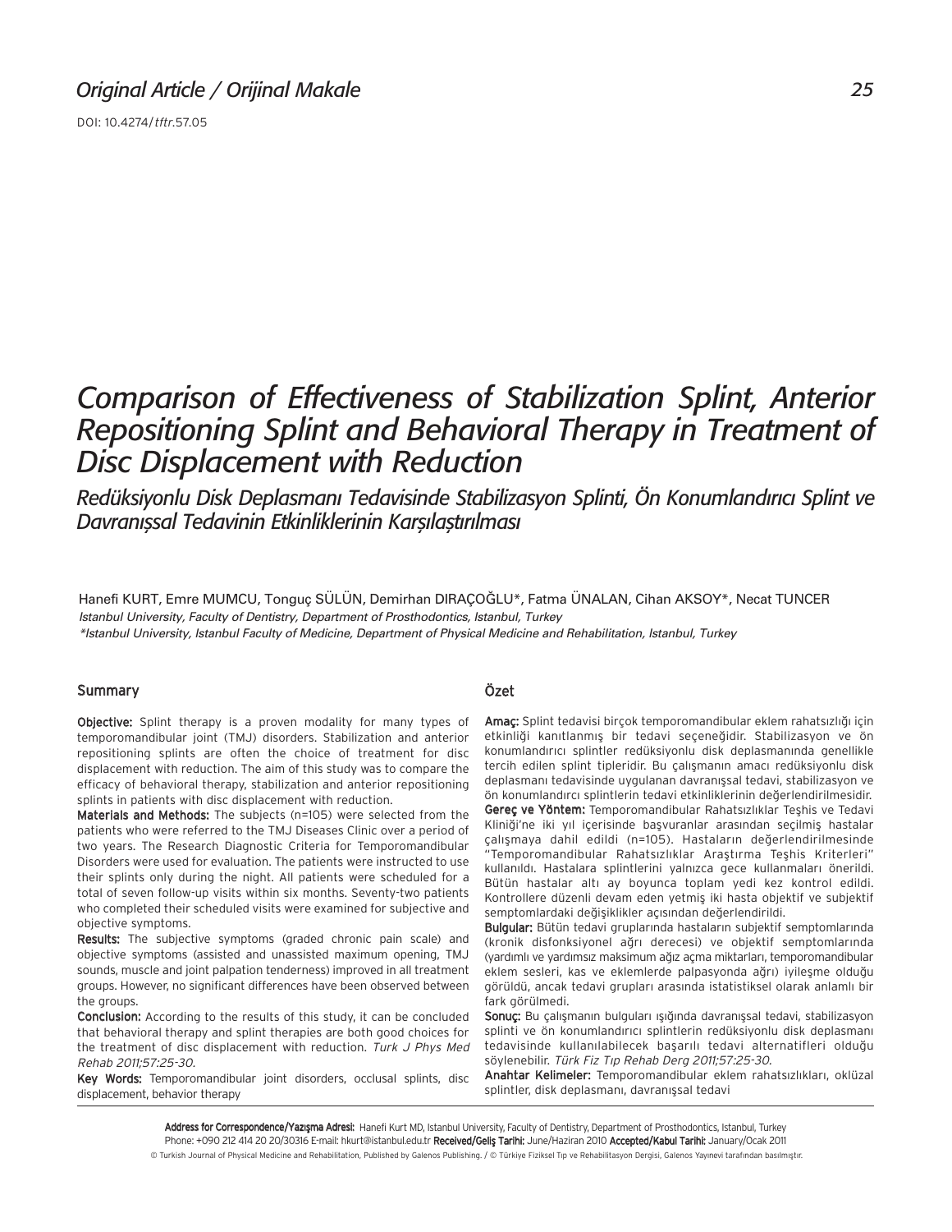Original Article / Orijinal Makale

DOI: 10.4274/tftr.57.05

# Comparison of Effectiveness of Stabilization Splint, Anterior Repositioning Splint and Behavioral Therapy in Treatment of Disc Displacement with Reduction

## Redüksiyonlu Disk Deplasmanı Tedavisinde Stabilizasyon Splinti, Ön Konumlandırıcı Splint ve Davranışsal Tedavinin Etkinliklerinin Karşılaştırılması

Hanefi KURT, Emre MUMCU, Tonguç SÜLÜN, Demirhan DIRAÇOĞLU*, Fatma ÜNALAN, Cihan AKSOY*, Necat TUNCER

*Istanbul University, Faculty of Dentistry, Department of Prosthodontics, Istanbul, Turkey*

*\*Istanbul University, Istanbul Faculty of Medicine, Department of Physical Medicine and Rehabilitation, Istanbul, Turkey*

### Summary

**Objective:** Splint therapy is a proven modality for many types of temporomandibular joint (TMJ) disorders. Stabilization and anterior repositioning splints are often the choice of treatment for disc displacement with reduction. The aim of this study was to compare the efficacy of behavioral therapy, stabilization and anterior repositioning splints in patients with disc displacement with reduction.

**Materials and Methods:** The subjects (n=105) were selected from the patients who were referred to the TMJ Diseases Clinic over a period of two years. The Research Diagnostic Criteria for Temporomandibular Disorders were used for evaluation. The patients were instructed to use their splints only during the night. All patients were scheduled for a total of seven follow-up visits within six months. Seventy-two patients who completed their scheduled visits were examined for subjective and objective symptoms.

**Results:** The subjective symptoms (graded chronic pain scale) and objective symptoms (assisted and unassisted maximum opening, TMJ sounds, muscle and joint palpation tenderness) improved in all treatment groups. However, no significant differences have been observed between the groups.

**Conclusion:** According to the results of this study, it can be concluded that behavioral therapy and splint therapies are both good choices for the treatment of disc displacement with reduction. *Turk J Phys Med Rehab 2011;57:25-30.*

**Key Words:** Temporomandibular joint disorders, occlusal splints, disc displacement, behavior therapy

### Özet

**Amaç:** Splint tedavisi birçok temporomandibular eklem rahatsızlığı için etkinliği kanıtlanmış bir tedavi seçeneğidir. Stabilizasyon ve ön konumlandırıcı splintler redüksiyonlu disk deplasmanında genellikle tercih edilen splint tipleridir. Bu çalışmanın amacı redüksiyonlu disk deplasmanı tedavisinde uygulanan davranışsal tedavi, stabilizasyon ve ön konumlandırcı splintlerin tedavi etkinliklerinin değerlendirilmesidir.

**Gereç ve Yöntem:** Temporomandibular Rahatsızlıklar Teşhis ve Tedavi Kliniği'ne iki yıl içerisinde başvuranlar arasından seçilmiş hastalar çalışmaya dahil edildi (n=105). Hastaların değerlendirilmesinde "Temporomandibular Rahatsızlıklar Araştırma Teşhis Kriterleri" kullanıldı. Hastalara splintlerini yalnızca gece kullanmaları önerildi. Bütün hastalar altı ay boyunca toplam yedi kez kontrol edildi. Kontrollere düzenli devam eden yetmiş iki hasta objektif ve subjektif semptomlardaki değişiklikler açısından değerlendirildi.

**Bulgular:** Bütün tedavi gruplarında hastaların subjektif semptomlarında (kronik disfonksiyonel ağrı derecesi) ve objektif semptomlarında (yardımlı ve yardımsız maksimum ağız açma miktarları, temporomandibular eklem sesleri, kas ve eklemlerde palpasyonda ağrı) iyileşme olduğu görüldü, ancak tedavi grupları arasında istatistiksel olarak anlamlı bir fark görülmedi.

**Sonuç:** Bu çalışmanın bulguları ışığında davranışsal tedavi, stabilizasyon splinti ve ön konumlandırıcı splintlerin redüksiyonlu disk deplasmanı tedavisinde kullanılabilecek başarılı tedavi alternatifleri olduğu söylenebilir. *Türk Fiz Tıp Rehab Derg 2011;57:25-30.*

**Anahtar Kelimeler:** Temporomandibular eklem rahatsızlıkları, oklüzal splintler, disk deplasmanı, davranışsal tedavi

**Address for Correspondence/Yazışma Adresi:** Hanefi Kurt MD, Istanbul University, Faculty of Dentistry, Department of Prosthodontics, Istanbul, Turkey
Phone: +090 212 414 20 20/30316 E-mail: hkurt@istanbul.edu.tr **Received/Geliş Tarihi:** June/Haziran 2010 **Accepted/Kabul Tarihi:** January/Ocak 2011

© Turkish Journal of Physical Medicine and Rehabilitation, Published by Galenos Publishing. / © Türkiye Fiziksel Tıp ve Rehabilitasyon Dergisi, Galenos Yayınevi tarafından basılmıştır.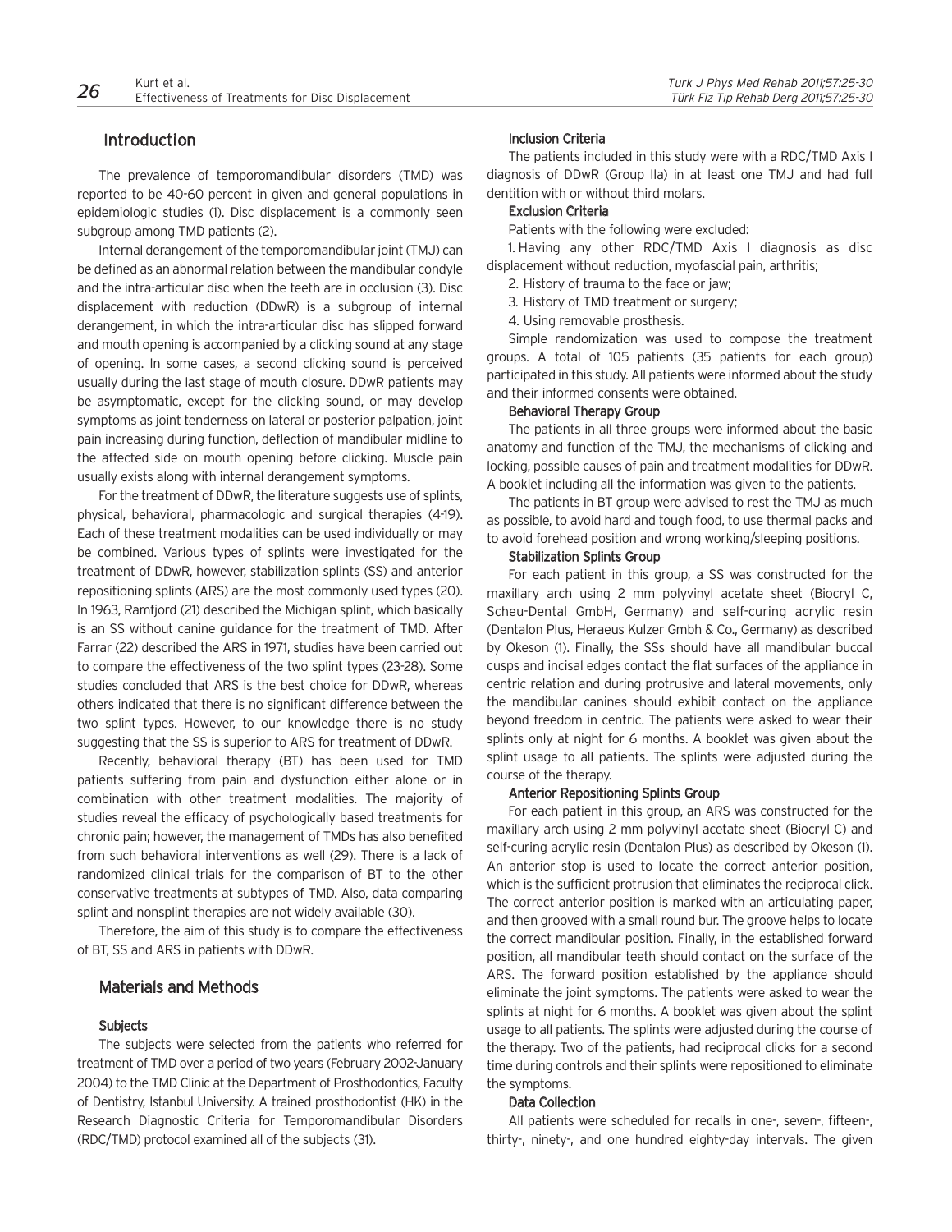## Introduction

The prevalence of temporomandibular disorders (TMD) was reported to be 40-60 percent in given and general populations in epidemiologic studies (1). Disc displacement is a commonly seen subgroup among TMD patients (2).

Internal derangement of the temporomandibular joint (TMJ) can be defined as an abnormal relation between the mandibular condyle and the intra-articular disc when the teeth are in occlusion (3). Disc displacement with reduction (DDwR) is a subgroup of internal derangement, in which the intra-articular disc has slipped forward and mouth opening is accompanied by a clicking sound at any stage of opening. In some cases, a second clicking sound is perceived usually during the last stage of mouth closure. DDwR patients may be asymptomatic, except for the clicking sound, or may develop symptoms as joint tenderness on lateral or posterior palpation, joint pain increasing during function, deflection of mandibular midline to the affected side on mouth opening before clicking. Muscle pain usually exists along with internal derangement symptoms.

For the treatment of DDwR, the literature suggests use of splints, physical, behavioral, pharmacologic and surgical therapies (4-19). Each of these treatment modalities can be used individually or may be combined. Various types of splints were investigated for the treatment of DDwR, however, stabilization splints (SS) and anterior repositioning splints (ARS) are the most commonly used types (20). In 1963, Ramfjord (21) described the Michigan splint, which basically is an SS without canine guidance for the treatment of TMD. After Farrar (22) described the ARS in 1971, studies have been carried out to compare the effectiveness of the two splint types (23-28). Some studies concluded that ARS is the best choice for DDwR, whereas others indicated that there is no significant difference between the two splint types. However, to our knowledge there is no study suggesting that the SS is superior to ARS for treatment of DDwR.

Recently, behavioral therapy (BT) has been used for TMD patients suffering from pain and dysfunction either alone or in combination with other treatment modalities. The majority of studies reveal the efficacy of psychologically based treatments for chronic pain; however, the management of TMDs has also benefited from such behavioral interventions as well (29). There is a lack of randomized clinical trials for the comparison of BT to the other conservative treatments at subtypes of TMD. Also, data comparing splint and nonsplint therapies are not widely available (30).

Therefore, the aim of this study is to compare the effectiveness of BT, SS and ARS in patients with DDwR.

## Materials and Methods

### Subjects

The subjects were selected from the patients who referred for treatment of TMD over a period of two years (February 2002-January 2004) to the TMD Clinic at the Department of Prosthodontics, Faculty of Dentistry, Istanbul University. A trained prosthodontist (HK) in the Research Diagnostic Criteria for Temporomandibular Disorders (RDC/TMD) protocol examined all of the subjects (31).

### Inclusion Criteria

The patients included in this study were with a RDC/TMD Axis I diagnosis of DDwR (Group IIa) in at least one TMJ and had full dentition with or without third molars.

### Exclusion Criteria

Patients with the following were excluded:

1. Having any other RDC/TMD Axis I diagnosis as disc displacement without reduction, myofascial pain, arthritis;
2. History of trauma to the face or jaw;
3. History of TMD treatment or surgery;
4. Using removable prosthesis.

Simple randomization was used to compose the treatment groups. A total of 105 patients (35 patients for each group) participated in this study. All patients were informed about the study and their informed consents were obtained.

### Behavioral Therapy Group

The patients in all three groups were informed about the basic anatomy and function of the TMJ, the mechanisms of clicking and locking, possible causes of pain and treatment modalities for DDwR. A booklet including all the information was given to the patients.

The patients in BT group were advised to rest the TMJ as much as possible, to avoid hard and tough food, to use thermal packs and to avoid forehead position and wrong working/sleeping positions.

### Stabilization Splints Group

For each patient in this group, a SS was constructed for the maxillary arch using 2 mm polyvinyl acetate sheet (Biocryl C, Scheu-Dental GmbH, Germany) and self-curing acrylic resin (Dentalon Plus, Heraeus Kulzer Gmbh & Co., Germany) as described by Okeson (1). Finally, the SSs should have all mandibular buccal cusps and incisal edges contact the flat surfaces of the appliance in centric relation and during protrusive and lateral movements, only the mandibular canines should exhibit contact on the appliance beyond freedom in centric. The patients were asked to wear their splints only at night for 6 months. A booklet was given about the splint usage to all patients. The splints were adjusted during the course of the therapy.

### Anterior Repositioning Splints Group

For each patient in this group, an ARS was constructed for the maxillary arch using 2 mm polyvinyl acetate sheet (Biocryl C) and self-curing acrylic resin (Dentalon Plus) as described by Okeson (1). An anterior stop is used to locate the correct anterior position, which is the sufficient protrusion that eliminates the reciprocal click. The correct anterior position is marked with an articulating paper, and then grooved with a small round bur. The groove helps to locate the correct mandibular position. Finally, in the established forward position, all mandibular teeth should contact on the surface of the ARS. The forward position established by the appliance should eliminate the joint symptoms. The patients were asked to wear the splints at night for 6 months. A booklet was given about the splint usage to all patients. The splints were adjusted during the course of the therapy. Two of the patients, had reciprocal clicks for a second time during controls and their splints were repositioned to eliminate the symptoms.

### Data Collection

All patients were scheduled for recalls in one-, seven-, fifteen-, thirty-, ninety-, and one hundred eighty-day intervals. The given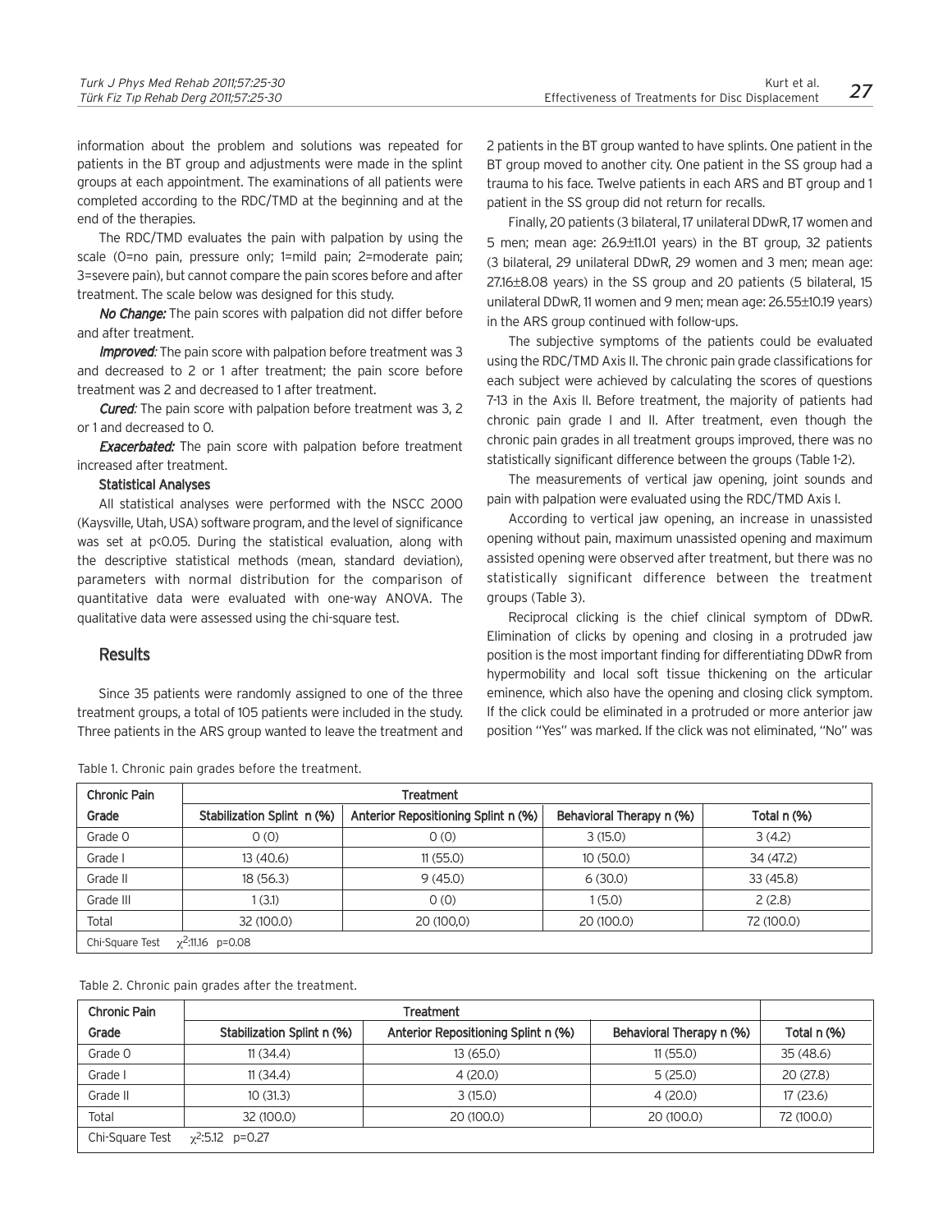information about the problem and solutions was repeated for patients in the BT group and adjustments were made in the splint groups at each appointment. The examinations of all patients were completed according to the RDC/TMD at the beginning and at the end of the therapies.

The RDC/TMD evaluates the pain with palpation by using the scale (0=no pain, pressure only; 1=mild pain; 2=moderate pain; 3=severe pain), but cannot compare the pain scores before and after treatment. The scale below was designed for this study.

***No Change:*** The pain scores with palpation did not differ before and after treatment.

***Improved:*** The pain score with palpation before treatment was 3 and decreased to 2 or 1 after treatment; the pain score before treatment was 2 and decreased to 1 after treatment.

***Cured:*** The pain score with palpation before treatment was 3, 2 or 1 and decreased to 0.

***Exacerbated:*** The pain score with palpation before treatment increased after treatment.

### Statistical Analyses

All statistical analyses were performed with the NSCC 2000 (Kaysville, Utah, USA) software program, and the level of significance was set at $p<0.05$. During the statistical evaluation, along with the descriptive statistical methods (mean, standard deviation), parameters with normal distribution for the comparison of quantitative data were evaluated with one-way ANOVA. The qualitative data were assessed using the chi-square test.

## Results

Since 35 patients were randomly assigned to one of the three treatment groups, a total of 105 patients were included in the study. Three patients in the ARS group wanted to leave the treatment and 2 patients in the BT group wanted to have splints. One patient in the BT group moved to another city. One patient in the SS group had a trauma to his face. Twelve patients in each ARS and BT group and 1 patient in the SS group did not return for recalls.

Finally, 20 patients (3 bilateral, 17 unilateral DDwR, 17 women and 5 men; mean age: 26.9±11.01 years) in the BT group, 32 patients (3 bilateral, 29 unilateral DDwR, 29 women and 3 men; mean age: 27.16±8.08 years) in the SS group and 20 patients (5 bilateral, 15 unilateral DDwR, 11 women and 9 men; mean age: 26.55±10.19 years) in the ARS group continued with follow-ups.

The subjective symptoms of the patients could be evaluated using the RDC/TMD Axis II. The chronic pain grade classifications for each subject were achieved by calculating the scores of questions 7-13 in the Axis II. Before treatment, the majority of patients had chronic pain grade I and II. After treatment, even though the chronic pain grades in all treatment groups improved, there was no statistically significant difference between the groups (Table 1-2).

The measurements of vertical jaw opening, joint sounds and pain with palpation were evaluated using the RDC/TMD Axis I.

According to vertical jaw opening, an increase in unassisted opening without pain, maximum unassisted opening and maximum assisted opening were observed after treatment, but there was no statistically significant difference between the treatment groups (Table 3).

Reciprocal clicking is the chief clinical symptom of DDwR. Elimination of clicks by opening and closing in a protruded jaw position is the most important finding for differentiating DDwR from hypermobility and local soft tissue thickening on the articular eminence, which also have the opening and closing click symptom. If the click could be eliminated in a protruded or more anterior jaw position "Yes" was marked. If the click was not eliminated, "No" was

Table 1. Chronic pain grades before the treatment.

| Chronic Pain | Treatment | | | |
|---|---|---|---|---|
| Grade | Stabilization Splint n (%) | Anterior Repositioning Splint n (%) | Behavioral Therapy n (%) | Total n (%) |
| Grade 0 | 0 (0) | 0 (0) | 3 (15.0) | 3 (4.2) |
| Grade I | 13 (40.6) | 11 (55.0) | 10 (50.0) | 34 (47.2) |
| Grade II | 18 (56.3) | 9 (45.0) | 6 (30.0) | 33 (45.8) |
| Grade III | 1 (3.1) | 0 (0) | 1 (5.0) | 2 (2.8) |
| Total | 32 (100.0) | 20 (100,0) | 20 (100.0) | 72 (100.0) |
| Chi-Square Test $\chi^2$:11.16 p=0.08 | | | | |

Table 2. Chronic pain grades after the treatment.

| Chronic Pain | Treatment | | | |
|---|---|---|---|---|
| Grade | Stabilization Splint n (%) | Anterior Repositioning Splint n (%) | Behavioral Therapy n (%) | Total n (%) |
| Grade 0 | 11 (34.4) | 13 (65.0) | 11 (55.0) | 35 (48.6) |
| Grade I | 11 (34.4) | 4 (20.0) | 5 (25.0) | 20 (27.8) |
| Grade II | 10 (31.3) | 3 (15.0) | 4 (20.0) | 17 (23.6) |
| Total | 32 (100.0) | 20 (100.0) | 20 (100.0) | 72 (100.0) |
| Chi-Square Test $\chi^2$:5.12 p=0.27 | | | | |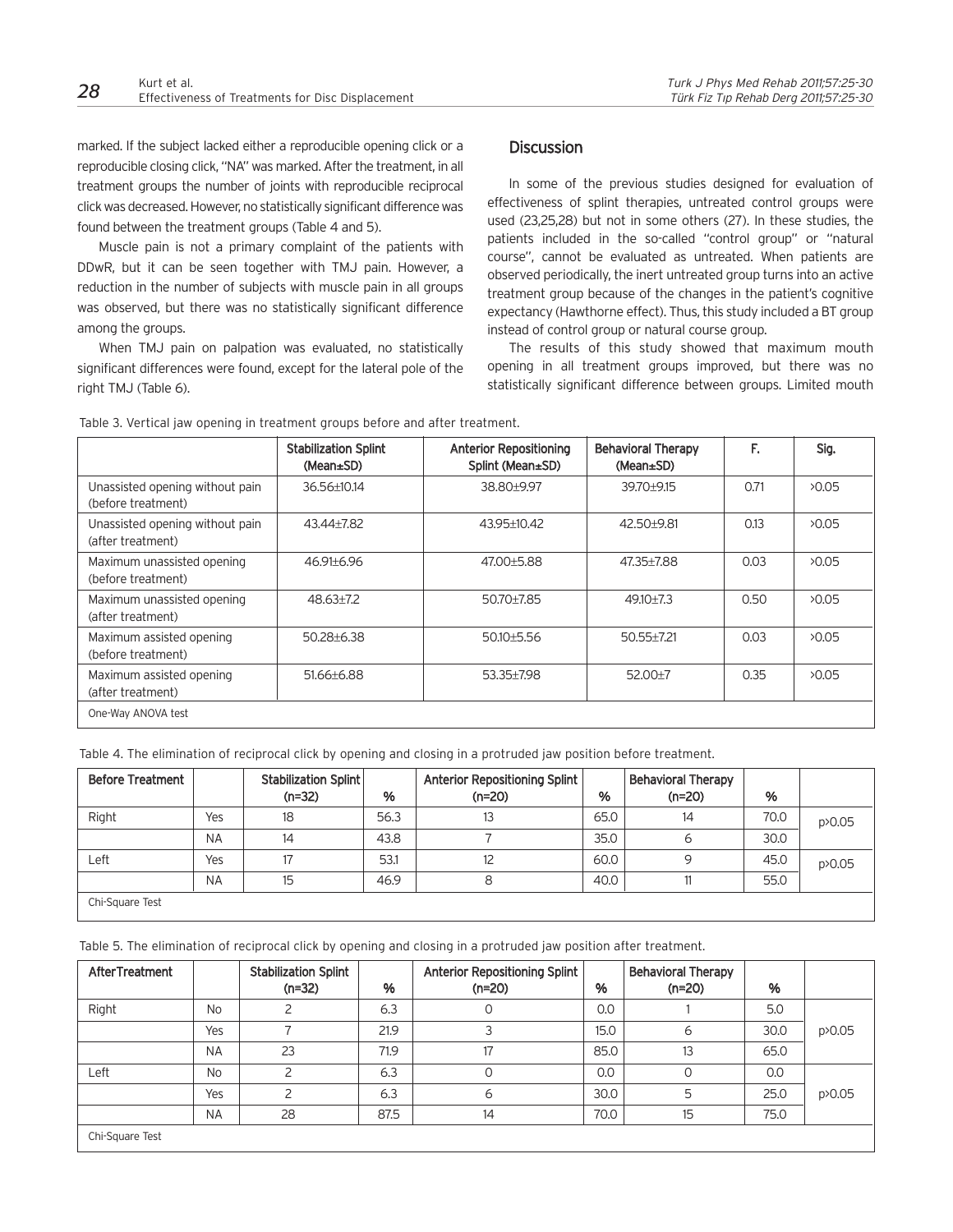marked. If the subject lacked either a reproducible opening click or a reproducible closing click, "NA" was marked. After the treatment, in all treatment groups the number of joints with reproducible reciprocal click was decreased. However, no statistically significant difference was found between the treatment groups (Table 4 and 5).

Muscle pain is not a primary complaint of the patients with DDwR, but it can be seen together with TMJ pain. However, a reduction in the number of subjects with muscle pain in all groups was observed, but there was no statistically significant difference among the groups.

When TMJ pain on palpation was evaluated, no statistically significant differences were found, except for the lateral pole of the right TMJ (Table 6).

## Discussion

In some of the previous studies designed for evaluation of effectiveness of splint therapies, untreated control groups were used (23,25,28) but not in some others (27). In these studies, the patients included in the so-called "control group" or "natural course", cannot be evaluated as untreated. When patients are observed periodically, the inert untreated group turns into an active treatment group because of the changes in the patient's cognitive expectancy (Hawthorne effect). Thus, this study included a BT group instead of control group or natural course group.

The results of this study showed that maximum mouth opening in all treatment groups improved, but there was no statistically significant difference between groups. Limited mouth

Table 3. Vertical jaw opening in treatment groups before and after treatment.

| | Stabilization Splint (Mean±SD) | Anterior Repositioning Splint (Mean±SD) | Behavioral Therapy (Mean±SD) | F. | Sig. |
|---|---|---|---|---|---|
| Unassisted opening without pain (before treatment) | 36.56±10.14 | 38.80±9.97 | 39.70±9.15 | 0.71 | >0.05 |
| Unassisted opening without pain (after treatment) | 43.44±7.82 | 43.95±10.42 | 42.50±9.81 | 0.13 | >0.05 |
| Maximum unassisted opening (before treatment) | 46.91±6.96 | 47.00±5.88 | 47.35±7.88 | 0.03 | >0.05 |
| Maximum unassisted opening (after treatment) | 48.63±7.2 | 50.70±7.85 | 49.10±7.3 | 0.50 | >0.05 |
| Maximum assisted opening (before treatment) | 50.28±6.38 | 50.10±5.56 | 50.55±7.21 | 0.03 | >0.05 |
| Maximum assisted opening (after treatment) | 51.66±6.88 | 53.35±7.98 | 52.00±7 | 0.35 | >0.05 |

One-Way ANOVA test

Table 4. The elimination of reciprocal click by opening and closing in a protruded jaw position before treatment.

| Before Treatment | | Stabilization Splint (n=32) | % | Anterior Repositioning Splint (n=20) | % | Behavioral Therapy (n=20) | % | |
|---|---|---|---|---|---|---|---|---|
| Right | Yes | 18 | 56.3 | 13 | 65.0 | 14 | 70.0 | p>0.05 |
| | NA | 14 | 43.8 | 7 | 35.0 | 6 | 30.0 | |
| Left | Yes | 17 | 53.1 | 12 | 60.0 | 9 | 45.0 | p>0.05 |
| | NA | 15 | 46.9 | 8 | 40.0 | 11 | 55.0 | |

Chi-Square Test

Table 5. The elimination of reciprocal click by opening and closing in a protruded jaw position after treatment.

| AfterTreatment | | Stabilization Splint (n=32) | % | Anterior Repositioning Splint (n=20) | % | Behavioral Therapy (n=20) | % | |
|---|---|---|---|---|---|---|---|---|
| Right | No | 2 | 6.3 | 0 | 0.0 | 1 | 5.0 | p>0.05 |
| | Yes | 7 | 21.9 | 3 | 15.0 | 6 | 30.0 | |
| | NA | 23 | 71.9 | 17 | 85.0 | 13 | 65.0 | |
| Left | No | 2 | 6.3 | 0 | 0.0 | 0 | 0.0 | p>0.05 |
| | Yes | 2 | 6.3 | 6 | 30.0 | 5 | 25.0 | |
| | NA | 28 | 87.5 | 14 | 70.0 | 15 | 75.0 | |

Chi-Square Test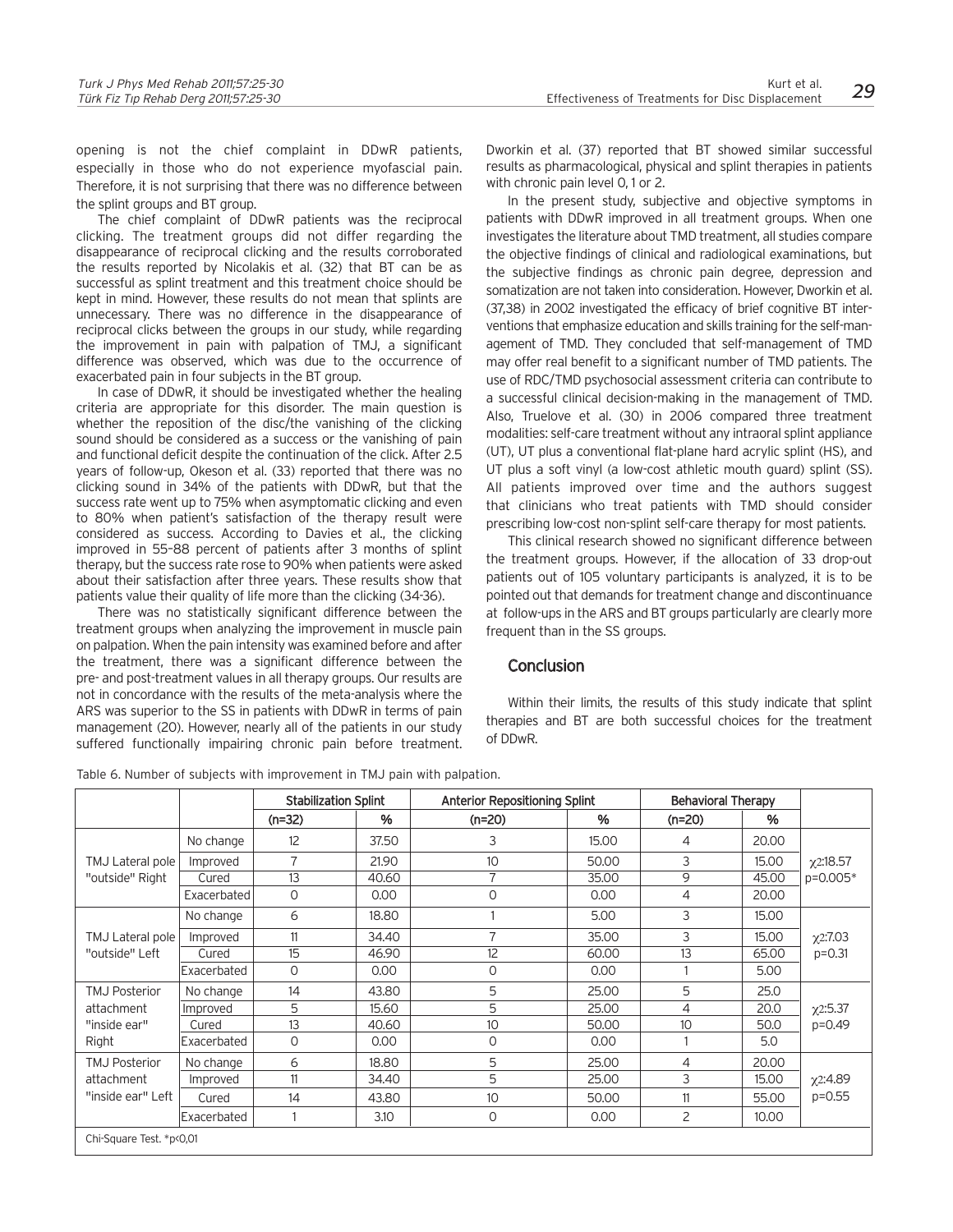opening is not the chief complaint in DDwR patients, especially in those who do not experience myofascial pain. Therefore, it is not surprising that there was no difference between the splint groups and BT group.

The chief complaint of DDwR patients was the reciprocal clicking. The treatment groups did not differ regarding the disappearance of reciprocal clicking and the results corroborated the results reported by Nicolakis et al. (32) that BT can be as successful as splint treatment and this treatment choice should be kept in mind. However, these results do not mean that splints are unnecessary. There was no difference in the disappearance of reciprocal clicks between the groups in our study, while regarding the improvement in pain with palpation of TMJ, a significant difference was observed, which was due to the occurrence of exacerbated pain in four subjects in the BT group.

In case of DDwR, it should be investigated whether the healing criteria are appropriate for this disorder. The main question is whether the reposition of the disc/the vanishing of the clicking sound should be considered as a success or the vanishing of pain and functional deficit despite the continuation of the click. After 2.5 years of follow-up, Okeson et al. (33) reported that there was no clicking sound in 34% of the patients with DDwR, but that the success rate went up to 75% when asymptomatic clicking and even to 80% when patient's satisfaction of the therapy result were considered as success. According to Davies et al., the clicking improved in 55–88 percent of patients after 3 months of splint therapy, but the success rate rose to 90% when patients were asked about their satisfaction after three years. These results show that patients value their quality of life more than the clicking (34-36).

There was no statistically significant difference between the treatment groups when analyzing the improvement in muscle pain on palpation. When the pain intensity was examined before and after the treatment, there was a significant difference between the pre- and post-treatment values in all therapy groups. Our results are not in concordance with the results of the meta-analysis where the ARS was superior to the SS in patients with DDwR in terms of pain management (20). However, nearly all of the patients in our study suffered functionally impairing chronic pain before treatment. Dworkin et al. (37) reported that BT showed similar successful results as pharmacological, physical and splint therapies in patients with chronic pain level 0, 1 or 2.

In the present study, subjective and objective symptoms in patients with DDwR improved in all treatment groups. When one investigates the literature about TMD treatment, all studies compare the objective findings of clinical and radiological examinations, but the subjective findings as chronic pain degree, depression and somatization are not taken into consideration. However, Dworkin et al. (37,38) in 2002 investigated the efficacy of brief cognitive BT interventions that emphasize education and skills training for the self-management of TMD. They concluded that self-management of TMD may offer real benefit to a significant number of TMD patients. The use of RDC/TMD psychosocial assessment criteria can contribute to a successful clinical decision-making in the management of TMD. Also, Truelove et al. (30) in 2006 compared three treatment modalities: self-care treatment without any intraoral splint appliance (UT), UT plus a conventional flat-plane hard acrylic splint (HS), and UT plus a soft vinyl (a low-cost athletic mouth guard) splint (SS). All patients improved over time and the authors suggest that clinicians who treat patients with TMD should consider prescribing low-cost non-splint self-care therapy for most patients.

This clinical research showed no significant difference between the treatment groups. However, if the allocation of 33 drop-out patients out of 105 voluntary participants is analyzed, it is to be pointed out that demands for treatment change and discontinuance at follow-ups in the ARS and BT groups particularly are clearly more frequent than in the SS groups.

## Conclusion

Within their limits, the results of this study indicate that splint therapies and BT are both successful choices for the treatment of DDwR.

Table 6. Number of subjects with improvement in TMJ pain with palpation.

| | | Stabilization Splint | | Anterior Repositioning Splint | | Behavioral Therapy | | |
|---|---|---|---|---|---|---|---|---|
| | | (n=32) | % | (n=20) | % | (n=20) | % | |
| TMJ Lateral pole "outside" Right | No change | 12 | 37.50 | 3 | 15.00 | 4 | 20.00 | $\chi^2$:18.57 p=0.005* |
| | Improved | 7 | 21.90 | 10 | 50.00 | 3 | 15.00 | |
| | Cured | 13 | 40.60 | 7 | 35.00 | 9 | 45.00 | |
| | Exacerbated | 0 | 0.00 | 0 | 0.00 | 4 | 20.00 | |
| TMJ Lateral pole "outside" Left | No change | 6 | 18.80 | 1 | 5.00 | 3 | 15.00 | $\chi^2$:7.03 p=0.31 |
| | Improved | 11 | 34.40 | 7 | 35.00 | 3 | 15.00 | |
| | Cured | 15 | 46.90 | 12 | 60.00 | 13 | 65.00 | |
| | Exacerbated | 0 | 0.00 | 0 | 0.00 | 1 | 5.00 | |
| TMJ Posterior attachment "inside ear" Right | No change | 14 | 43.80 | 5 | 25.00 | 5 | 25.0 | $\chi^2$:5.37 p=0.49 |
| | Improved | 5 | 15.60 | 5 | 25.00 | 4 | 20.0 | |
| | Cured | 13 | 40.60 | 10 | 50.00 | 10 | 50.0 | |
| | Exacerbated | 0 | 0.00 | 0 | 0.00 | 1 | 5.0 | |
| TMJ Posterior attachment "inside ear" Left | No change | 6 | 18.80 | 5 | 25.00 | 4 | 20.00 | $\chi^2$:4.89 p=0.55 |
| | Improved | 11 | 34.40 | 5 | 25.00 | 3 | 15.00 | |
| | Cured | 14 | 43.80 | 10 | 50.00 | 11 | 55.00 | |
| | Exacerbated | 1 | 3.10 | 0 | 0.00 | 2 | 10.00 | |

Chi-Square Test. *p<0,01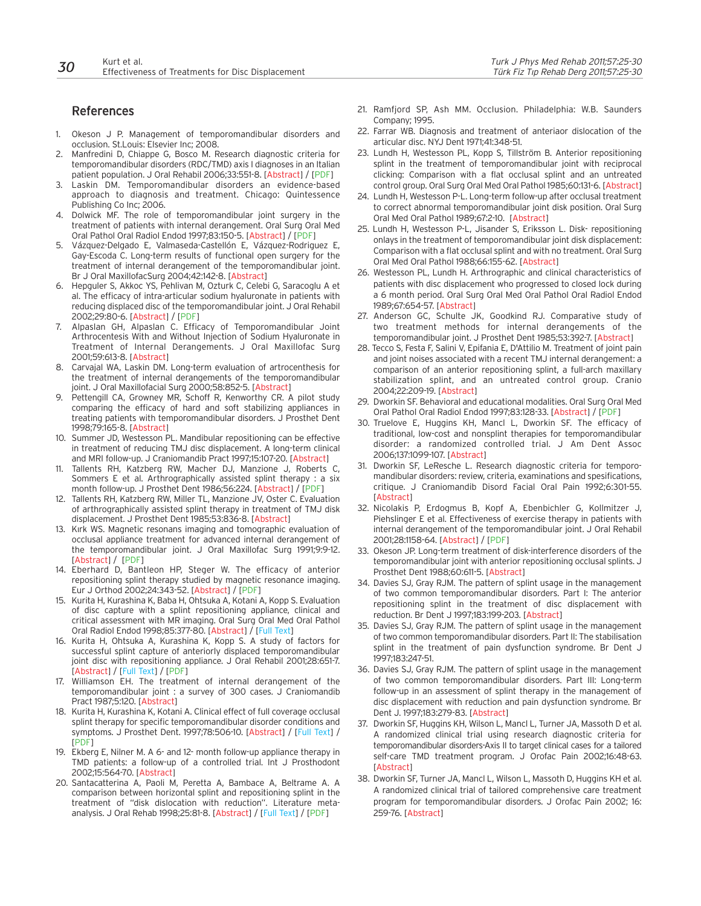## References

1. Okeson J P. Management of temporomandibular disorders and occlusion. St.Louis: Elsevier Inc; 2008.
2. Manfredini D, Chiappe G, Bosco M. Research diagnostic criteria for temporomandibular disorders (RDC/TMD) axis I diagnoses in an Italian patient population. J Oral Rehabil 2006;33:551-8. [Abstract] / [PDF]
3. Laskin DM. Temporomandibular disorders an evidence-based approach to diagnosis and treatment. Chicago: Quintessence Publishing Co Inc; 2006.
4. Dolwick MF. The role of temporomandibular joint surgery in the treatment of patients with internal derangement. Oral Surg Oral Med Oral Pathol Oral Radiol Endod 1997;83:150-5. [Abstract] / [PDF]
5. Vázquez-Delgado E, Valmaseda-Castellón E, Vázquez-Rodriguez E, Gay-Escoda C. Long-term results of functional open surgery for the treatment of internal derangement of the temporomandibular joint. Br J Oral MaxillofacSurg 2004;42:142-8. [Abstract]
6. Hepguler S, Akkoc YS, Pehlivan M, Ozturk C, Celebi G, Saracoglu A et al. The efficacy of intra-articular sodium hyaluronate in patients with reducing displaced disc of the temporomandibular joint. J Oral Rehabil 2002;29:80-6. [Abstract] / [PDF]
7. Alpaslan GH, Alpaslan C. Efficacy of Temporomandibular Joint Arthrocentesis With and Without Injection of Sodium Hyaluronate in Treatment of Internal Derangements. J Oral Maxillofac Surg 2001;59:613-8. [Abstract]
8. Carvajal WA, Laskin DM. Long-term evaluation of artrocenthesis for the treatment of internal derangements of the temporomandibular joint. J Oral Maxillofacial Surg 2000;58:852-5. [Abstract]
9. Pettengill CA, Growney MR, Schoff R, Kenworthy CR. A pilot study comparing the efficacy of hard and soft stabilizing appliances in treating patients with temporomandibular disorders. J Prosthet Dent 1998;79:165-8. [Abstract]
10. Summer JD, Westesson PL. Mandibular repositioning can be effective in treatment of reducing TMJ disc displacement. A long-term clinical and MRI follow-up. J Craniomandib Pract 1997;15:107-20. [Abstract]
11. Tallents RH, Katzberg RW, Macher DJ, Manzione J, Roberts C, Sommers E et al. Arthrographically assisted splint therapy : a six month follow-up. J Prosthet Dent 1986;56:224. [Abstract] / [PDF]
12. Tallents RH, Katzberg RW, Miller TL, Manzione JV, Oster C. Evaluation of arthrographically assisted splint therapy in treatment of TMJ disk displacement. J Prosthet Dent 1985;53:836-8. [Abstract]
13. Kırk WS. Magnetic resonans imaging and tomographic evaluation of occlusal appliance treatment for advanced internal derangement of the temporomandibular joint. J Oral Maxillofac Surg 1991;9:9-12. [Abstract] / [PDF]
14. Eberhard D, Bantleon HP, Steger W. The efficacy of anterior repositioning splint therapy studied by magnetic resonance imaging. Eur J Orthod 2002;24:343-52. [Abstract] / [PDF]
15. Kurita H, Kurashina K, Baba H, Ohtsuka A, Kotani A, Kopp S. Evaluation of disc capture with a splint repositioning appliance, clinical and critical assessment with MR imaging. Oral Surg Oral Med Oral Pathol Oral Radiol Endod 1998;85:377-80. [Abstract] / [Full Text]
16. Kurita H, Ohtsuka A, Kurashina K, Kopp S. A study of factors for successful splint capture of anteriorly displaced temporomandibular joint disc with repositioning appliance. J Oral Rehabil 2001;28:651-7. [Abstract] / [Full Text] / [PDF]
17. Williamson EH. The treatment of internal derangement of the temporomandibular joint : a survey of 300 cases. J Craniomandib Pract 1987;5:120. [Abstract]
18. Kurita H, Kurashina K, Kotani A. Clinical effect of full coverage occlusal splint therapy for specific temporomandibular disorder conditions and symptoms. J Prosthet Dent. 1997;78:506-10. [Abstract] / [Full Text] / [PDF]
19. Ekberg E, Nilner M. A 6- and 12- month follow-up appliance therapy in TMD patients: a follow-up of a controlled trial. Int J Prosthodont 2002;15:564-70. [Abstract]
20. Santacatterina A, Paoli M, Peretta A, Bambace A, Beltrame A. A comparison between horizontal splint and repositioning splint in the treatment of "disk dislocation with reduction". Literature meta-analysis. J Oral Rehab 1998;25:81-8. [Abstract] / [Full Text] / [PDF]
21. Ramfjord SP, Ash MM. Occlusion. Philadelphia: W.B. Saunders Company; 1995.
22. Farrar WB. Diagnosis and treatment of anteriaor dislocation of the articular disc. NYJ Dent 1971;41:348-51.
23. Lundh H, Westesson PL, Kopp S, Tillström B. Anterior repositioning splint in the treatment of temporomandibular joint with reciprocal clicking: Comparison with a flat occlusal splint and an untreated control group. Oral Surg Oral Med Oral Pathol 1985;60:131-6. [Abstract]
24. Lundh H, Westesson P-L. Long-term follow-up after occlusal treatment to correct abnormal temporomandibular joint disk position. Oral Surg Oral Med Oral Pathol 1989;67:2-10. [Abstract]
25. Lundh H, Westesson P-L, Jisander S, Eriksson L. Disk- repositioning onlays in the treatment of temporomandibular joint disk displacement: Comparison with a flat occlusal splint and with no treatment. Oral Surg Oral Med Oral Pathol 1988;66:155-62. [Abstract]
26. Westesson PL, Lundh H. Arthrographic and clinical characteristics of patients with disc displacement who progressed to closed lock during a 6 month period. Oral Surg Oral Med Oral Pathol Oral Radiol Endod 1989;67:654-57. [Abstract]
27. Anderson GC, Schulte JK, Goodkind RJ. Comparative study of two treatment methods for internal derangements of the temporomandibular joint. J Prosthet Dent 1985;53:392-7. [Abstract]
28. Tecco S, Festa F, Salini V, Epifania E, D'Attilio M. Treatment of joint pain and joint noises associated with a recent TMJ internal derangement: a comparison of an anterior repositioning splint, a full-arch maxillary stabilization splint, and an untreated control group. Cranio 2004;22:209-19. [Abstract]
29. Dworkin SF. Behavioral and educational modalities. Oral Surg Oral Med Oral Pathol Oral Radiol Endod 1997;83:128-33. [Abstract] / [PDF]
30. Truelove E, Huggins KH, Mancl L, Dworkin SF. The efficacy of traditional, low-cost and nonsplint therapies for temporomandibular disorder: a randomized controlled trial. J Am Dent Assoc 2006;137:1099-107. [Abstract]
31. Dworkin SF, LeResche L. Research diagnostic criteria for temporomandibular disorders: review, criteria, examinations and spesifications, critique. J Craniomandib Disord Facial Oral Pain 1992;6:301-55. [Abstract]
32. Nicolakis P, Erdogmus B, Kopf A, Ebenbichler G, Kollmitzer J, Piehslinger E et al. Effectiveness of exercise therapy in patients with internal derangement of the temporomandibular joint. J Oral Rehabil 2001;28:1158-64. [Abstract] / [PDF]
33. Okeson JP. Long-term treatment of disk-interference disorders of the temporomandibular joint with anterior repositioning occlusal splints. J Prosthet Dent 1988;60:611-5. [Abstract]
34. Davies SJ, Gray RJM. The pattern of splint usage in the management of two common temporomandibular disorders. Part I: The anterior repositioning splint in the treatment of disc displacement with reduction. Br Dent J 1997;183:199-203. [Abstract]
35. Davies SJ, Gray RJM. The pattern of splint usage in the management of two common temporomandibular disorders. Part II: The stabilisation splint in the treatment of pain dysfunction syndrome. Br Dent J 1997;183:247-51.
36. Davies SJ, Gray RJM. The pattern of splint usage in the management of two common temporomandibular disorders. Part III: Long-term follow-up in an assessment of splint therapy in the management of disc displacement with reduction and pain dysfunction syndrome. Br Dent J. 1997;183:279-83. [Abstract]
37. Dworkin SF, Huggins KH, Wilson L, Mancl L, Turner JA, Massoth D et al. A randomized clinical trial using research diagnostic criteria for temporomandibular disorders-Axis II to target clinical cases for a tailored self-care TMD treatment program. J Orofac Pain 2002;16:48-63. [Abstract]
38. Dworkin SF, Turner JA, Mancl L, Wilson L, Massoth D, Huggins KH et al. A randomized clinical trial of tailored comprehensive care treatment program for temporomandibular disorders. J Orofac Pain 2002; 16: 259-76. [Abstract]